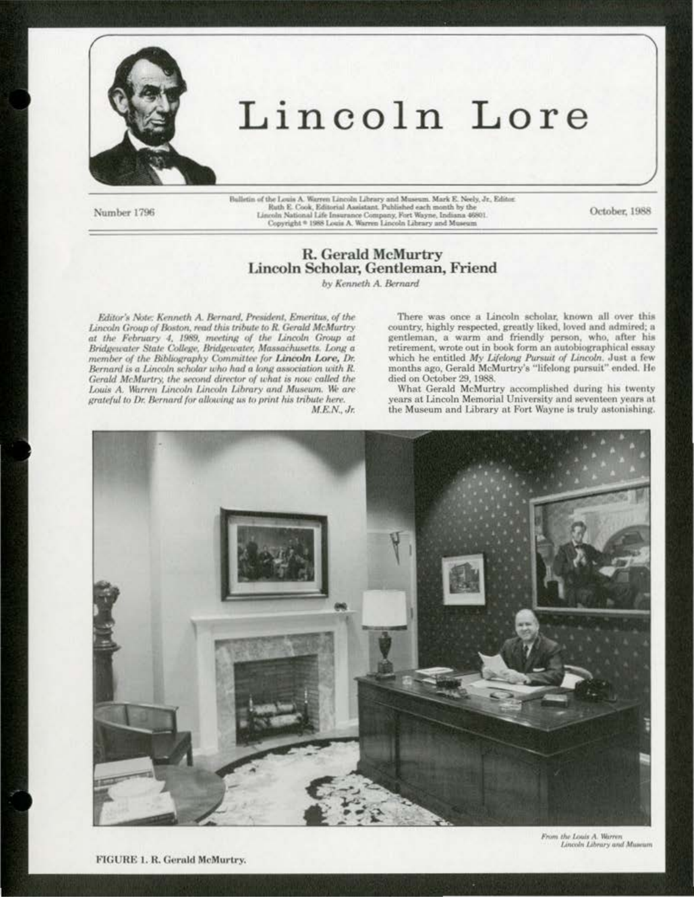# Lincoln Lore

Number 1796

Bulletin of the Louis A. Warren Lincoln Library and Museum. Mark E. Neely, Jr., Editor. Ruth E. Cook, Editorial Assistant. Published each month by the Lincoln National Life Insurance Company, Fort Wayne, Indiana 46801. Copyright © 1988 Louis A. Warren Lincoln Library and Museum

October, 1988

## R. Gerald McMurtry
## Lincoln Scholar, Gentleman, Friend

*by Kenneth A. Bernard*

*Editor's Note: Kenneth A. Bernard, President, Emeritus, of the Lincoln Group of Boston, read this tribute to R. Gerald McMurtry at the February 4, 1989, meeting of the Lincoln Group at Bridgewater State College, Bridgewater, Massachusetts. Long a member of the Bibliography Committee for* **Lincoln Lore,** *Dr. Bernard is a Lincoln scholar who had a long association with R. Gerald McMurtry, the second director of what is now called the Louis A. Warren Lincoln Lincoln Library and Museum. We are grateful to Dr. Bernard for allowing us to print his tribute here.*

*M.E.N., Jr.*

There was once a Lincoln scholar, known all over this country, highly respected, greatly liked, loved and admired; a gentleman, a warm and friendly person, who, after his retirement, wrote out in book form an autobiographical essay which he entitled *My Lifelong Pursuit of Lincoln*. Just a few months ago, Gerald McMurtry's "lifelong pursuit" ended. He died on October 29, 1988.

What Gerald McMurtry accomplished during his twenty years at Lincoln Memorial University and seventeen years at the Museum and Library at Fort Wayne is truly astonishing.

*From the Louis A. Warren Lincoln Library and Museum*

FIGURE 1. R. Gerald McMurtry.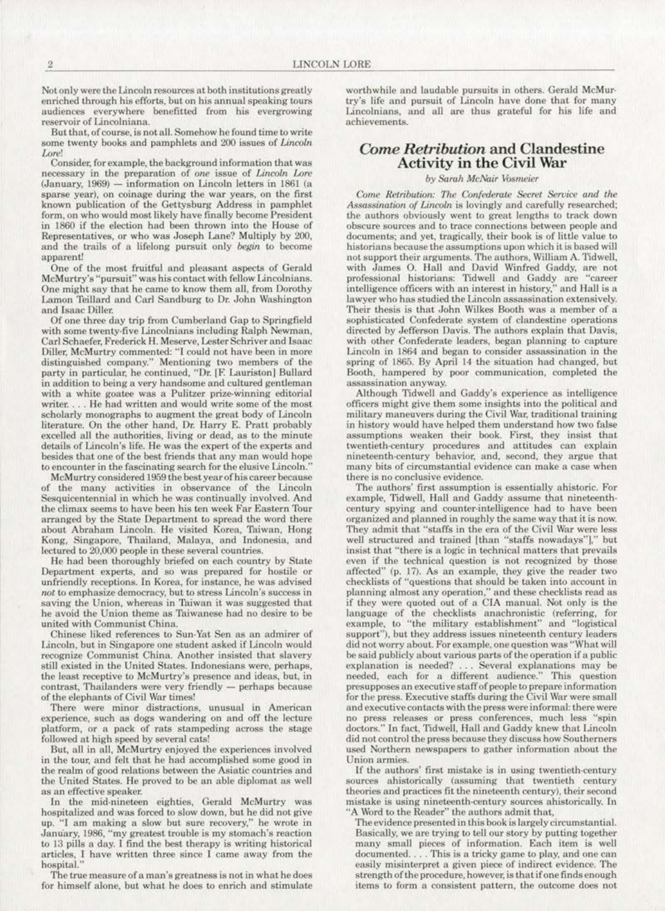Not only were the Lincoln resources at both institutions greatly enriched through his efforts, but on his annual speaking tours audiences everywhere benefitted from his evergrowing reservoir of Lincolniana.

But that, of course, is not all. Somehow he found time to write some twenty books and pamphlets and 200 issues of *Lincoln Lore*!

Consider, for example, the background information that was necessary in the preparation of *one* issue of *Lincoln Lore* (January, 1969) — information on Lincoln letters in 1861 (a sparse year), on coinage during the war years, on the first known publication of the Gettysburg Address in pamphlet form, on who would most likely have finally become President in 1860 if the election had been thrown into the House of Representatives, or who was Joseph Lane? Multiply by 200, and the trails of a lifelong pursuit only *begin* to become apparent!

One of the most fruitful and pleasant aspects of Gerald McMurtry's "pursuit" was his contact with fellow Lincolnians. One might say that he came to know them all, from Dorothy Lamon Teillard and Carl Sandburg to Dr. John Washington and Isaac Diller.

Of one three day trip from Cumberland Gap to Springfield with some twenty-five Lincolnians including Ralph Newman, Carl Schaefer, Frederick H. Meserve, Lester Schriver and Isaac Diller, McMurtry commented: "I could not have been in more distinguished company." Mentioning two members of the party in particular, he continued, "Dr. [F. Lauriston] Bullard in addition to being a very handsome and cultured gentleman with a white goatee was a Pulitzer prize-winning editorial writer. . . . He had written and would write some of the most scholarly monographs to augment the great body of Lincoln literature. On the other hand, Dr. Harry E. Pratt probably excelled all the authorities, living or dead, as to the minute details of Lincoln's life. He was the expert of the experts and besides that one of the best friends that any man would hope to encounter in the fascinating search for the elusive Lincoln."

McMurtry considered 1959 the best year of his career because of the many activities in observance of the Lincoln Sesquicentennial in which he was continually involved. And the climax seems to have been his ten week Far Eastern Tour arranged by the State Department to spread the word there about Abraham Lincoln. He visited Korea, Taiwan, Hong Kong, Singapore, Thailand, Malaya, and Indonesia, and lectured to 20,000 people in these several countries.

He had been thoroughly briefed on each country by State Department experts, and so was prepared for hostile or unfriendly receptions. In Korea, for instance, he was advised *not* to emphasize democracy, but to stress Lincoln's success in saving the Union, whereas in Taiwan it was suggested that he avoid the Union theme as Taiwanese had no desire to be united with Communist China.

Chinese liked references to Sun-Yat Sen as an admirer of Lincoln, but in Singapore one student asked if Lincoln would recognize Communist China. Another insisted that slavery still existed in the United States. Indonesians were, perhaps, the least receptive to McMurtry's presence and ideas, but, in contrast, Thailanders were very friendly — perhaps because of the elephants of Civil War times!

There were minor distractions, unusual in American experience, such as dogs wandering on and off the lecture platform, or a pack of rats stampeding across the stage followed at high speed by several cats!

But, all in all, McMurtry enjoyed the experiences involved in the tour, and felt that he had accomplished some good in the realm of good relations between the Asiatic countries and the United States. He proved to be an able diplomat as well as an effective speaker.

In the mid-nineteen eighties, Gerald McMurtry was hospitalized and was forced to slow down, but he did not give up. "I am making a slow but sure recovery," he wrote in January, 1986, "my greatest trouble is my stomach's reaction to 13 pills a day. I find the best therapy is writing historical articles, I have written three since I came away from the hospital."

The true measure of a man's greatness is not in what he does for himself alone, but what he does to enrich and stimulate worthwhile and laudable pursuits in others. Gerald McMurtry's life and pursuit of Lincoln have done that for many Lincolnians, and all are thus grateful for his life and achievements.

## *Come Retribution* and Clandestine Activity in the Civil War

*by Sarah McNair Vosmeier*

*Come Retribution: The Confederate Secret Service and the Assassination of Lincoln* is lovingly and carefully researched; the authors obviously went to great lengths to track down obscure sources and to trace connections between people and documents; and yet, tragically, their book is of little value to historians because the assumptions upon which it is based will not support their arguments. The authors, William A. Tidwell, with James O. Hall and David Winfred Gaddy, are not professional historians: Tidwell and Gaddy are "career intelligence officers with an interest in history," and Hall is a lawyer who has studied the Lincoln assassination extensively. Their thesis is that John Wilkes Booth was a member of a sophisticated Confederate system of clandestine operations directed by Jefferson Davis. The authors explain that Davis, with other Confederate leaders, began planning to capture Lincoln in 1864 and began to consider assassination in the spring of 1865. By April 14 the situation had changed, but Booth, hampered by poor communication, completed the assassination anyway.

Although Tidwell and Gaddy's experience as intelligence officers might give them some insights into the political and military maneuvers during the Civil War, traditional training in history would have helped them understand how two false assumptions weaken their book. First, they insist that twentieth-century procedures and attitudes can explain nineteenth-century behavior, and, second, they argue that many bits of circumstantial evidence can make a case when there is no conclusive evidence.

The authors' first assumption is essentially ahistoric. For example, Tidwell, Hall and Gaddy assume that nineteenth-century spying and counter-intelligence had to have been organized and planned in roughly the same way that it is now. They admit that "staffs in the era of the Civil War were less well structured and trained [than "staffs nowadays"]," but insist that "there is a logic in technical matters that prevails even if the technical question is not recognized by those affected" (p. 17). As an example, they give the reader two checklists of "questions that should be taken into account in planning almost any operation," and these checklists read as if they were quoted out of a CIA manual. Not only is the language of the checklists anachronistic (referring, for example, to "the military establishment" and "logistical support"), but they address issues nineteenth century leaders did not worry about. For example, one question was "What will be said publicly about various parts of the operation if a public explanation is needed? . . . Several explanations may be needed, each for a different audience." This question presupposes an executive staff of people to prepare information for the press. Executive staffs during the Civil War were small and executive contacts with the press were informal: there were no press releases or press conferences, much less "spin doctors." In fact, Tidwell, Hall and Gaddy knew that Lincoln did not control the press because they discuss how Southerners used Northern newspapers to gather information about the Union armies.

If the authors' first mistake is in using twentieth-century sources ahistorically (assuming that twentieth century theories and practices fit the nineteenth century), their second mistake is using nineteenth-century sources ahistorically. In "A Word to the Reader" the authors admit that,

> The evidence presented in this book is largely circumstantial. Basically, we are trying to tell our story by putting together many small pieces of information. Each item is well documented. . . . This is a tricky game to play, and one can easily misinterpret a given piece of indirect evidence. The strength of the procedure, however, is that if one finds enough items to form a consistent pattern, the outcome does not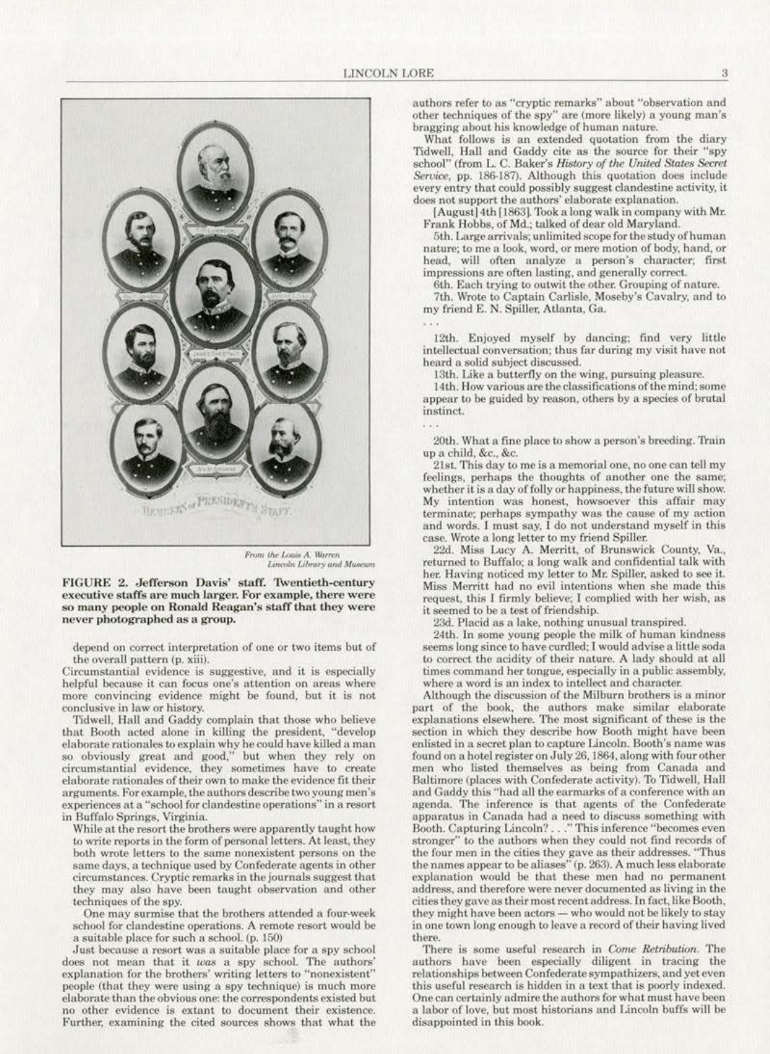From the Louis A. Warren Lincoln Library and Museum

**FIGURE 2. Jefferson Davis' staff. Twentieth-century executive staffs are much larger. For example, there were so many people on Ronald Reagan's staff that they were never photographed as a group.**

depend on correct interpretation of one or two items but of the overall pattern (p. xiii).

Circumstantial evidence is suggestive, and it is especially helpful because it can focus one's attention on areas where more convincing evidence might be found, but it is not conclusive in law or history.

Tidwell, Hall and Gaddy complain that those who believe that Booth acted alone in killing the president, "develop elaborate rationales to explain why he could have killed a man so obviously great and good," but when they rely on circumstantial evidence, they sometimes have to create elaborate rationales of their own to make the evidence fit their arguments. For example, the authors describe two young men's experiences at a "school for clandestine operations" in a resort in Buffalo Springs, Virginia.

> While at the resort the brothers were apparently taught how to write reports in the form of personal letters. At least, they both wrote letters to the same nonexistent persons on the same days, a technique used by Confederate agents in other circumstances. Cryptic remarks in the journals suggest that they may also have been taught observation and other techniques of the spy.
>
> One may surmise that the brothers attended a four-week school for clandestine operations. A remote resort would be a suitable place for such a school. (p. 150)

Just because a resort was a suitable place for a spy school does not mean that it *was* a spy school. The authors' explanation for the brothers' writing letters to "nonexistent" people (that they were using a spy technique) is much more elaborate than the obvious one: the correspondents existed but no other evidence is extant to document their existence. Further, examining the cited sources shows that what the authors refer to as "cryptic remarks" about "observation and other techniques of the spy" are (more likely) a young man's bragging about his knowledge of human nature.

What follows is an extended quotation from the diary Tidwell, Hall and Gaddy cite as the source for their "spy school" (from L. C. Baker's *History of the United States Secret Service*, pp. 186-187). Although this quotation does include every entry that could possibly suggest clandestine activity, it does not support the authors' elaborate explanation.

> [August] 4th [1863]. Took a long walk in company with Mr. Frank Hobbs, of Md.; talked of dear old Maryland.
>
> 5th. Large arrivals; unlimited scope for the study of human nature; to me a look, word, or mere motion of body, hand, or head, will often analyze a person's character; first impressions are often lasting, and generally correct.
>
> 6th. Each trying to outwit the other. Grouping of nature.
>
> 7th. Wrote to Captain Carlisle, Moseby's Cavalry, and to my friend E. N. Spiller, Atlanta, Ga.
>
> . . .
>
> 12th. Enjoyed myself by dancing; find very little intellectual conversation; thus far during my visit have not heard a solid subject discussed.
>
> 13th. Like a butterfly on the wing, pursuing pleasure.
>
> 14th. How various are the classifications of the mind; some appear to be guided by reason, others by a species of brutal instinct.
>
> . . .
>
> 20th. What a fine place to show a person's breeding. Train up a child, &c., &c.
>
> 21st. This day to me is a memorial one, no one can tell my feelings, perhaps the thoughts of another one the same; whether it is a day of folly or happiness, the future will show. My intention was honest, howsoever this affair may terminate; perhaps sympathy was the cause of my action and words. I must say, I do not understand myself in this case. Wrote a long letter to my friend Spiller.
>
> 22d. Miss Lucy A. Merritt, of Brunswick County, Va., returned to Buffalo; a long walk and confidential talk with her. Having noticed my letter to Mr. Spiller, asked to see it. Miss Merritt had no evil intentions when she made this request, this I firmly believe; I complied with her wish, as it seemed to be a test of friendship.
>
> 23d. Placid as a lake, nothing unusual transpired.
>
> 24th. In some young people the milk of human kindness seems long since to have curdled; I would advise a little soda to correct the acidity of their nature. A lady should at all times command her tongue, especially in a public assembly, where a word is an index to intellect and character.

Although the discussion of the Milburn brothers is a minor part of the book, the authors make similar elaborate explanations elsewhere. The most significant of these is the section in which they describe how Booth might have been enlisted in a secret plan to capture Lincoln. Booth's name was found on a hotel register on July 26, 1864, along with four other men who listed themselves as being from Canada and Baltimore (places with Confederate activity). To Tidwell, Hall and Gaddy this "had all the earmarks of a conference with an agenda. The inference is that agents of the Confederate apparatus in Canada had a need to discuss something with Booth. Capturing Lincoln? . . ." This inference "becomes even stronger" to the authors when they could not find records of the four men in the cities they gave as their addresses. "Thus the names appear to be aliases" (p. 263). A much less elaborate explanation would be that these men had no permanent address, and therefore were never documented as living in the cities they gave as their most recent address. In fact, like Booth, they might have been actors — who would not be likely to stay in one town long enough to leave a record of their having lived there.

There is some useful research in *Come Retribution*. The authors have been especially diligent in tracing the relationships between Confederate sympathizers, and yet even this useful research is hidden in a text that is poorly indexed. One can certainly admire the authors for what must have been a labor of love, but most historians and Lincoln buffs will be disappointed in this book.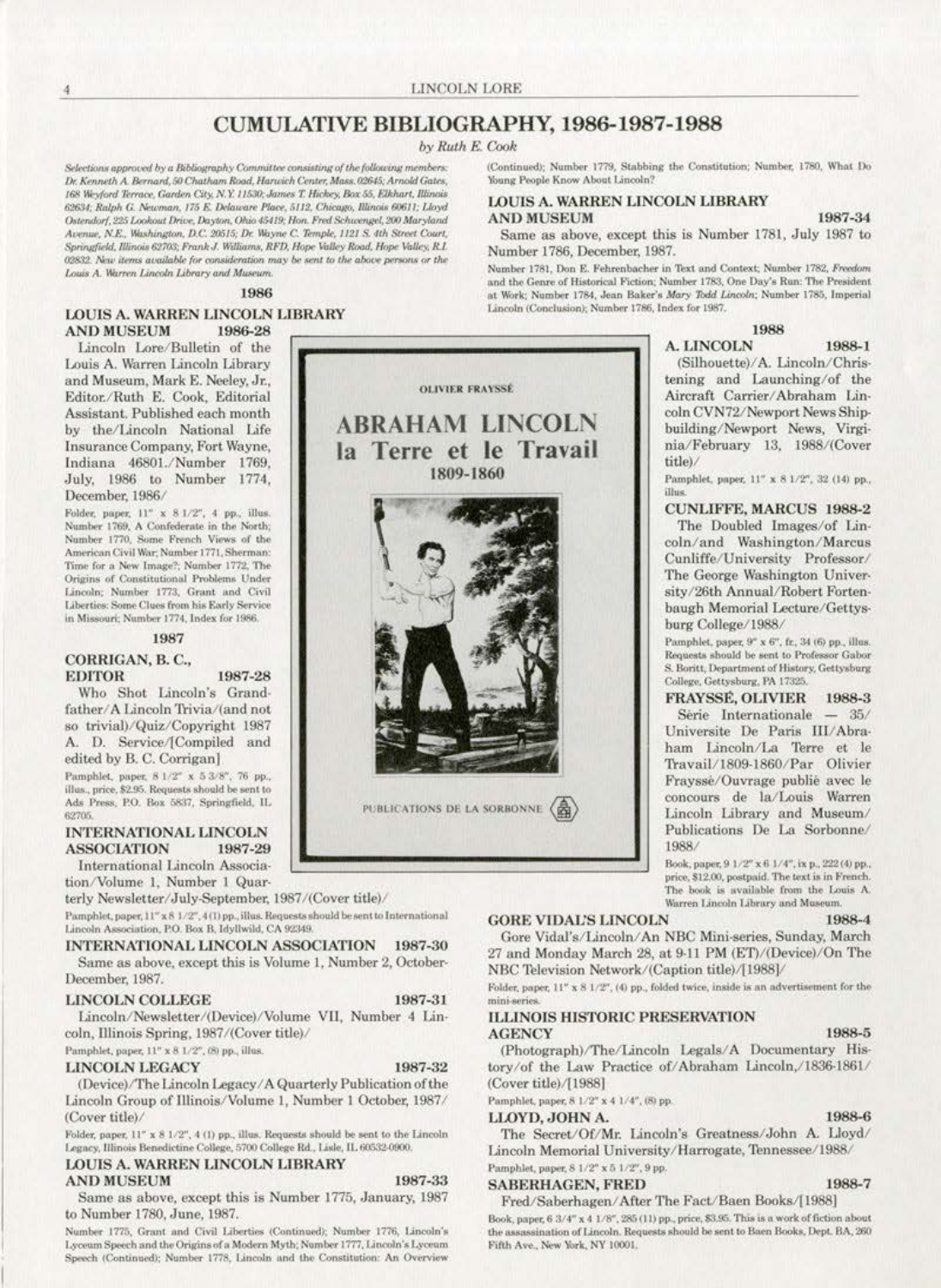# CUMULATIVE BIBLIOGRAPHY, 1986-1987-1988

*by Ruth E. Cook*

*Selections approved by a Bibliography Committee consisting of the following members: Dr. Kenneth A. Bernard, 50 Chatham Road, Harwich Center, Mass. 02645; Arnold Gates, 168 Weyford Terrace, Garden City, N.Y. 11530; James T. Hickey, Box 55, Elkhart, Illinois 62634; Ralph G. Newman, 175 E. Delaware Place, 5112, Chicago, Illinois 60611; Lloyd Ostendorf, 225 Lookout Drive, Dayton, Ohio 45419; Hon. Fred Schwengel, 200 Maryland Avenue, N.E., Washington, D.C. 20515; Dr. Wayne C. Temple, 1121 S. 4th Street Court, Springfield, Illinois 62703; Frank J. Williams, RFD, Hope Valley Road, Hope Valley, R.I. 02832. New items available for consideration may be sent to the above persons or the Louis A. Warren Lincoln Library and Museum.*

## 1986

**LOUIS A. WARREN LINCOLN LIBRARY AND MUSEUM 1986-28**

Lincoln Lore/Bulletin of the Louis A. Warren Lincoln Library and Museum, Mark E. Neeley, Jr., Editor./Ruth E. Cook, Editorial Assistant. Published each month by the/Lincoln National Life Insurance Company, Fort Wayne, Indiana 46801./Number 1769, July, 1986 to Number 1774, December, 1986/

Folder, paper, 11" x 8 1/2", 4 pp., illus. Number 1769, A Confederate in the North; Number 1770, Some French Views of the American Civil War; Number 1771, Sherman: Time for a New Image?; Number 1772, The Origins of Constitutional Problems Under Lincoln; Number 1773, Grant and Civil Liberties: Some Clues from his Early Service in Missouri; Number 1774, Index for 1986.

## 1987

**CORRIGAN, B. C., EDITOR 1987-28**

Who Shot Lincoln's Grandfather/A Lincoln Trivia/(and not so trivial)/Quiz/Copyright 1987 A. D. Service/[Compiled and edited by B. C. Corrigan]

Pamphlet, paper, 8 1/2" x 5 3/8", 76 pp., illus., price, $2.95. Requests should be sent to Ads Press, P.O. Box 5837, Springfield, IL 62705.

**INTERNATIONAL LINCOLN ASSOCIATION 1987-29**

International Lincoln Association/Volume 1, Number 1 Quarterly Newsletter/July-September, 1987/(Cover title)/

Pamphlet, paper, 11" x 8 1/2", 4 (1) pp., illus. Requests should be sent to International Lincoln Association, P.O. Box B, Idyllwild, CA 92349.

**INTERNATIONAL LINCOLN ASSOCIATION 1987-30**

Same as above, except this is Volume 1, Number 2, October-December, 1987.

**LINCOLN COLLEGE 1987-31**

Lincoln/Newsletter/(Device)/Volume VII, Number 4 Lincoln, Illinois Spring, 1987/(Cover title)/

Pamphlet, paper, 11" x 8 1/2", (8) pp., illus.

**LINCOLN LEGACY 1987-32**

(Device)/The Lincoln Legacy/A Quarterly Publication of the Lincoln Group of Illinois/Volume 1, Number 1 October, 1987/(Cover title)/

Folder, paper, 11" x 8 1/2", 4 (1) pp., illus. Requests should be sent to the Lincoln Legacy, Illinois Benedictine College, 5700 College Rd., Lisle, IL 60532-0900.

**LOUIS A. WARREN LINCOLN LIBRARY AND MUSEUM 1987-33**

Same as above, except this is Number 1775, January, 1987 to Number 1780, June, 1987.

Number 1775, Grant and Civil Liberties (Continued); Number 1776, Lincoln's Lyceum Speech and the Origins of a Modern Myth; Number 1777, Lincoln's Lyceum Speech (Continued); Number 1778, Lincoln and the Constitution: An Overview (Continued); Number 1779, Stabbing the Constitution; Number 1780, What Do Young People Know About Lincoln?

**LOUIS A. WARREN LINCOLN LIBRARY AND MUSEUM 1987-34**

Same as above, except this is Number 1781, July 1987 to Number 1786, December, 1987.

Number 1781, Don E. Fehrenbacher in Text and Context; Number 1782, *Freedom* and the Genre of Historical Fiction; Number 1783, One Day's Run: The President at Work; Number 1784, Jean Baker's *Mary Todd Lincoln*; Number 1785, Imperial Lincoln (Conclusion); Number 1786, Index for 1987.

OLIVIER FRAYSSÉ

ABRAHAM LINCOLN
la Terre et le Travail
1809-1860

PUBLICATIONS DE LA SORBONNE

## 1988

**A. LINCOLN 1988-1**

(Silhouette)/A. Lincoln/Christening and Launching/of the Aircraft Carrier/Abraham Lincoln CVN72/Newport News Shipbuilding/Newport News, Virginia/February 13, 1988/(Cover title)/

Pamphlet, paper, 11" x 8 1/2", 32 (14) pp., illus.

**CUNLIFFE, MARCUS 1988-2**

The Doubled Images/of Lincoln/and Washington/Marcus Cunliffe/University Professor/The George Washington University/26th Annual/Robert Fortenbaugh Memorial Lecture/Gettysburg College/1988/

Pamphlet, paper, 9" x 6", fr., 34 (6) pp., illus. Requests should be sent to Professor Gabor S. Boritt, Department of History, Gettysburg College, Gettysburg, PA 17325.

**FRAYSSÉ, OLIVIER 1988-3**

Série Internationale — 35/ Universite De Paris III/Abraham Lincoln/La Terre et le Travail/1809-1860/Par Olivier Fraysse/Ouvrage publié avec le concours de la/Louis Warren Lincoln Library and Museum/ Publications De La Sorbonne/ 1988/

Book, paper, 9 1/2" x 6 1/4", ix p., 222 (4) pp., price, $12.00, postpaid. The text is in French. The book is available from the Louis A. Warren Lincoln Library and Museum.

**GORE VIDAL'S LINCOLN 1988-4**

Gore Vidal's/Lincoln/An NBC Mini-series, Sunday, March 27 and Monday March 28, at 9-11 PM (ET)/(Device)/On The NBC Television Network/(Caption title)/[1988]/

Folder, paper, 11" x 8 1/2", (4) pp., folded twice, inside is an advertisement for the mini-series.

**ILLINOIS HISTORIC PRESERVATION AGENCY 1988-5**

(Photograph)/The/Lincoln Legals/A Documentary History/of the Law Practice of/Abraham Lincoln,/1836-1861/ (Cover title)/[1988]

Pamphlet, paper, 8 1/2" x 4 1/4", (8) pp.

**LLOYD, JOHN A. 1988-6**

The Secret/Of/Mr. Lincoln's Greatness/John A. Lloyd/ Lincoln Memorial University/Harrogate, Tennessee/1988/

Pamphlet, paper, 8 1/2" x 5 1/2", 9 pp.

**SABERHAGEN, FRED 1988-7**

Fred/Saberhagen/After The Fact/Baen Books/[1988]

Book, paper, 6 3/4" x 4 1/8", 285 (11) pp., price, $3.95. This is a work of fiction about the assassination of Lincoln. Requests should be sent to Baen Books, Dept. BA, 260 Fifth Ave., New York, NY 10001.